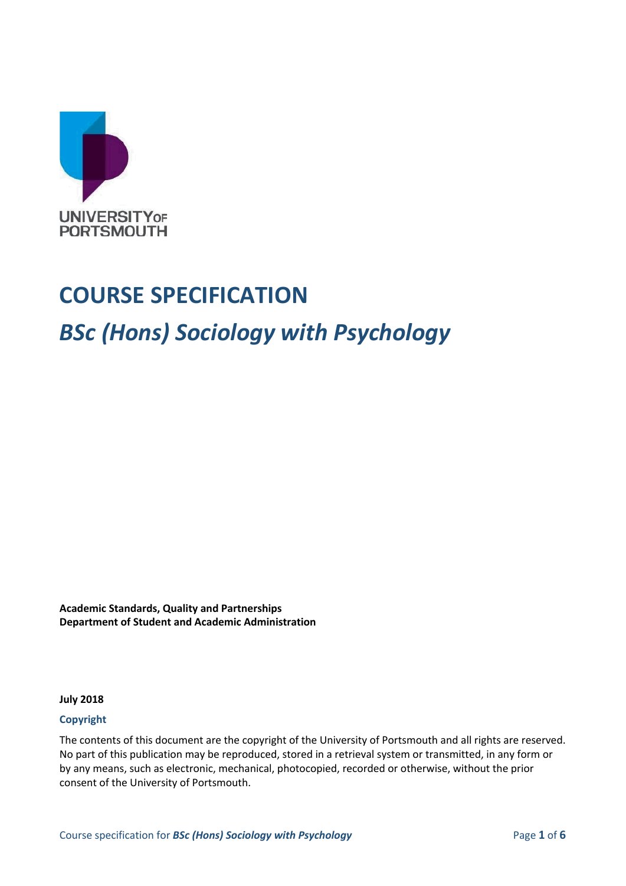UNIVERSITY OF PORTSMOUTH

# COURSE SPECIFICATION

## *BSc (Hons) Sociology with Psychology*

**Academic Standards, Quality and Partnerships**
**Department of Student and Academic Administration**

**July 2018**

**Copyright**

The contents of this document are the copyright of the University of Portsmouth and all rights are reserved. No part of this publication may be reproduced, stored in a retrieval system or transmitted, in any form or by any means, such as electronic, mechanical, photocopied, recorded or otherwise, without the prior consent of the University of Portsmouth.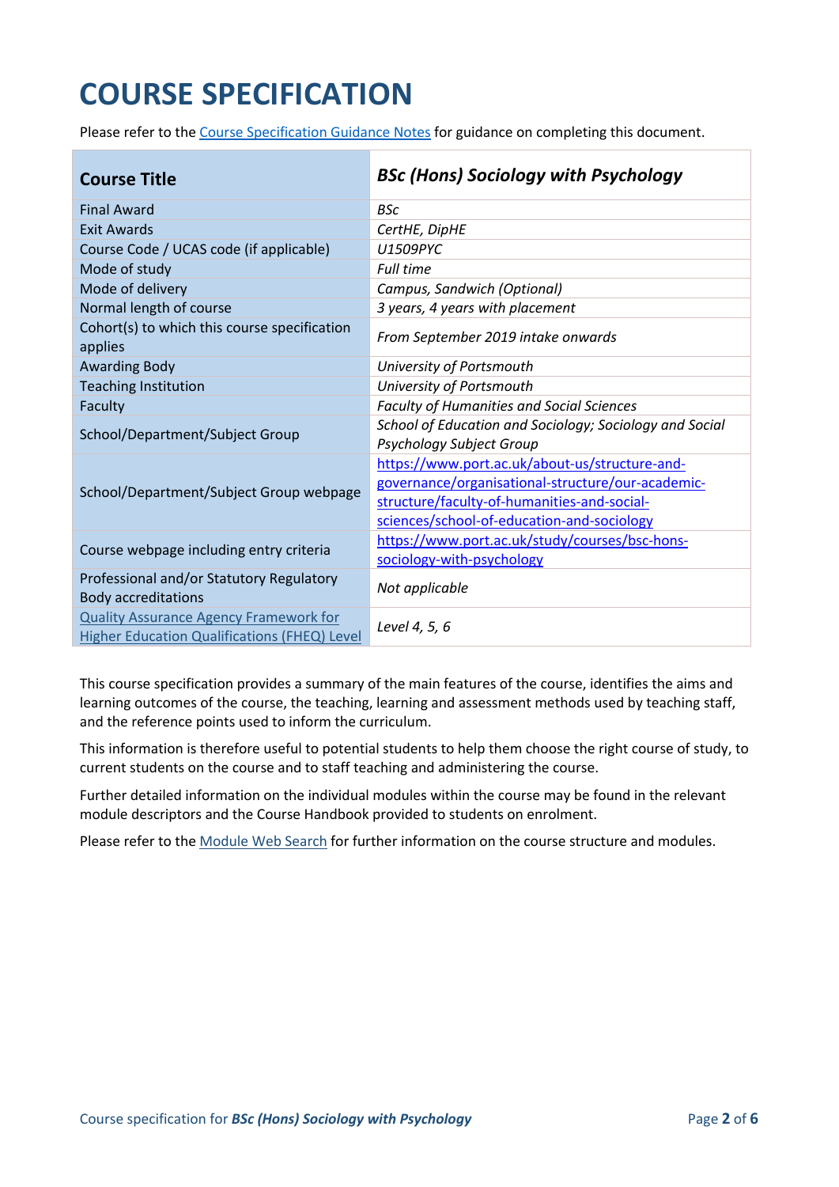# COURSE SPECIFICATION

Please refer to the [Course Specification Guidance Notes](Course Specification Guidance Notes) for guidance on completing this document.

| **Course Title** | ***BSc (Hons) Sociology with Psychology*** |
|---|---|
| Final Award | *BSc* |
| Exit Awards | *CertHE, DipHE* |
| Course Code / UCAS code (if applicable) | *U1509PYC* |
| Mode of study | *Full time* |
| Mode of delivery | *Campus, Sandwich (Optional)* |
| Normal length of course | *3 years, 4 years with placement* |
| Cohort(s) to which this course specification applies | *From September 2019 intake onwards* |
| Awarding Body | *University of Portsmouth* |
| Teaching Institution | *University of Portsmouth* |
| Faculty | *Faculty of Humanities and Social Sciences* |
| School/Department/Subject Group | *School of Education and Sociology; Sociology and Social Psychology Subject Group* |
| School/Department/Subject Group webpage | https://www.port.ac.uk/about-us/structure-and-governance/organisational-structure/our-academic-structure/faculty-of-humanities-and-social-sciences/school-of-education-and-sociology |
| Course webpage including entry criteria | https://www.port.ac.uk/study/courses/bsc-hons-sociology-with-psychology |
| Professional and/or Statutory Regulatory Body accreditations | *Not applicable* |
| Quality Assurance Agency Framework for Higher Education Qualifications (FHEQ) Level | *Level 4, 5, 6* |

This course specification provides a summary of the main features of the course, identifies the aims and learning outcomes of the course, the teaching, learning and assessment methods used by teaching staff, and the reference points used to inform the curriculum.

This information is therefore useful to potential students to help them choose the right course of study, to current students on the course and to staff teaching and administering the course.

Further detailed information on the individual modules within the course may be found in the relevant module descriptors and the Course Handbook provided to students on enrolment.

Please refer to the Module Web Search for further information on the course structure and modules.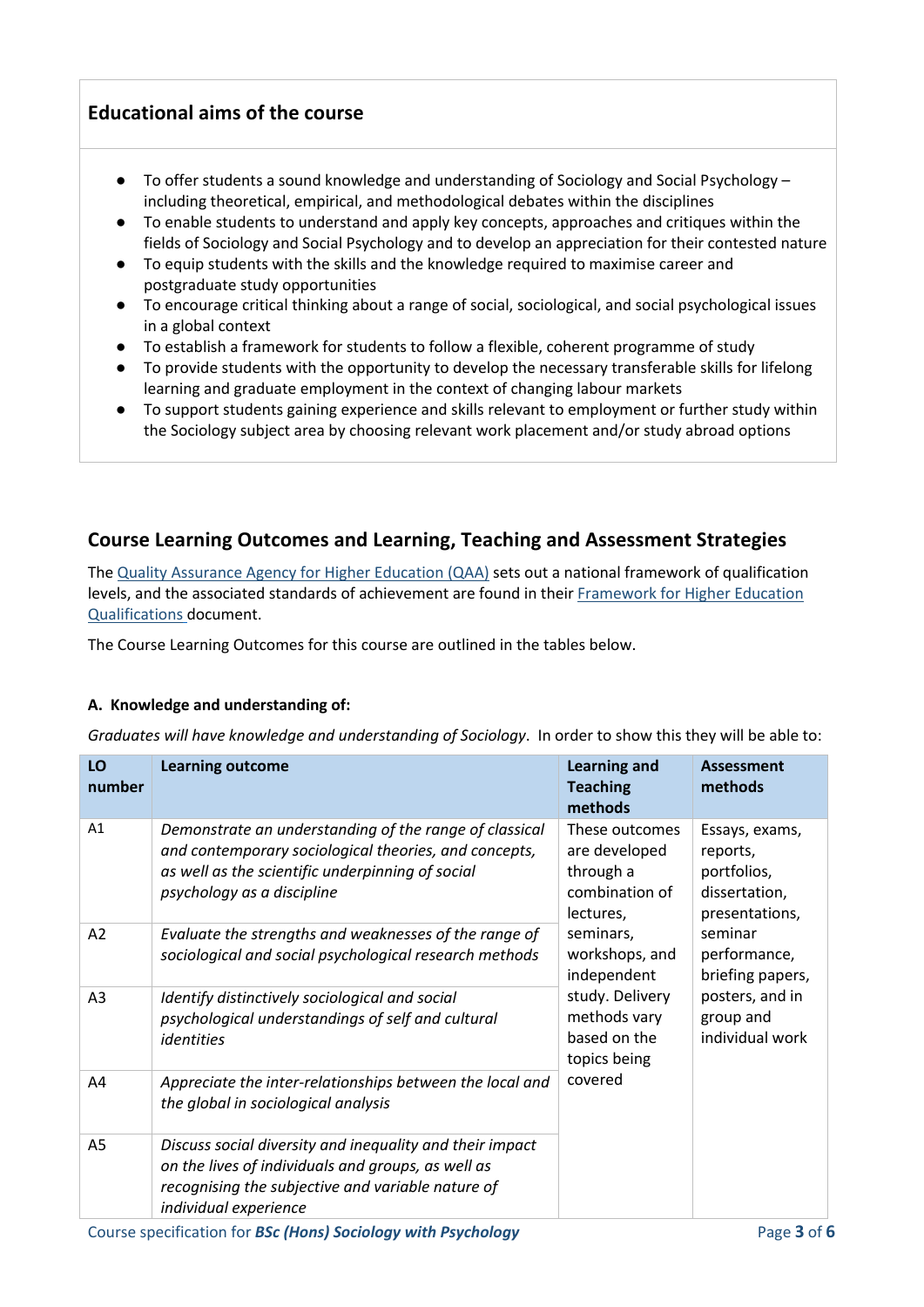## Educational aims of the course

- To offer students a sound knowledge and understanding of Sociology and Social Psychology – including theoretical, empirical, and methodological debates within the disciplines
- To enable students to understand and apply key concepts, approaches and critiques within the fields of Sociology and Social Psychology and to develop an appreciation for their contested nature
- To equip students with the skills and the knowledge required to maximise career and postgraduate study opportunities
- To encourage critical thinking about a range of social, sociological, and social psychological issues in a global context
- To establish a framework for students to follow a flexible, coherent programme of study
- To provide students with the opportunity to develop the necessary transferable skills for lifelong learning and graduate employment in the context of changing labour markets
- To support students gaining experience and skills relevant to employment or further study within the Sociology subject area by choosing relevant work placement and/or study abroad options

## Course Learning Outcomes and Learning, Teaching and Assessment Strategies

The [Quality Assurance Agency for Higher Education (QAA)](#) sets out a national framework of qualification levels, and the associated standards of achievement are found in their [Framework for Higher Education Qualifications](#) document.

The Course Learning Outcomes for this course are outlined in the tables below.

### A. Knowledge and understanding of:

*Graduates will have knowledge and understanding of Sociology*. In order to show this they will be able to:

| LO number | Learning outcome | Learning and Teaching methods | Assessment methods |
|---|---|---|---|
| A1 | *Demonstrate an understanding of the range of classical and contemporary sociological theories, and concepts, as well as the scientific underpinning of social psychology as a discipline* | These outcomes are developed through a combination of lectures, seminars, workshops, and independent study. Delivery methods vary based on the topics being covered | Essays, exams, reports, portfolios, dissertation, presentations, seminar performance, briefing papers, posters, and in group and individual work |
| A2 | *Evaluate the strengths and weaknesses of the range of sociological and social psychological research methods* | | |
| A3 | *Identify distinctively sociological and social psychological understandings of self and cultural identities* | | |
| A4 | *Appreciate the inter-relationships between the local and the global in sociological analysis* | | |
| A5 | *Discuss social diversity and inequality and their impact on the lives of individuals and groups, as well as recognising the subjective and variable nature of individual experience* | | |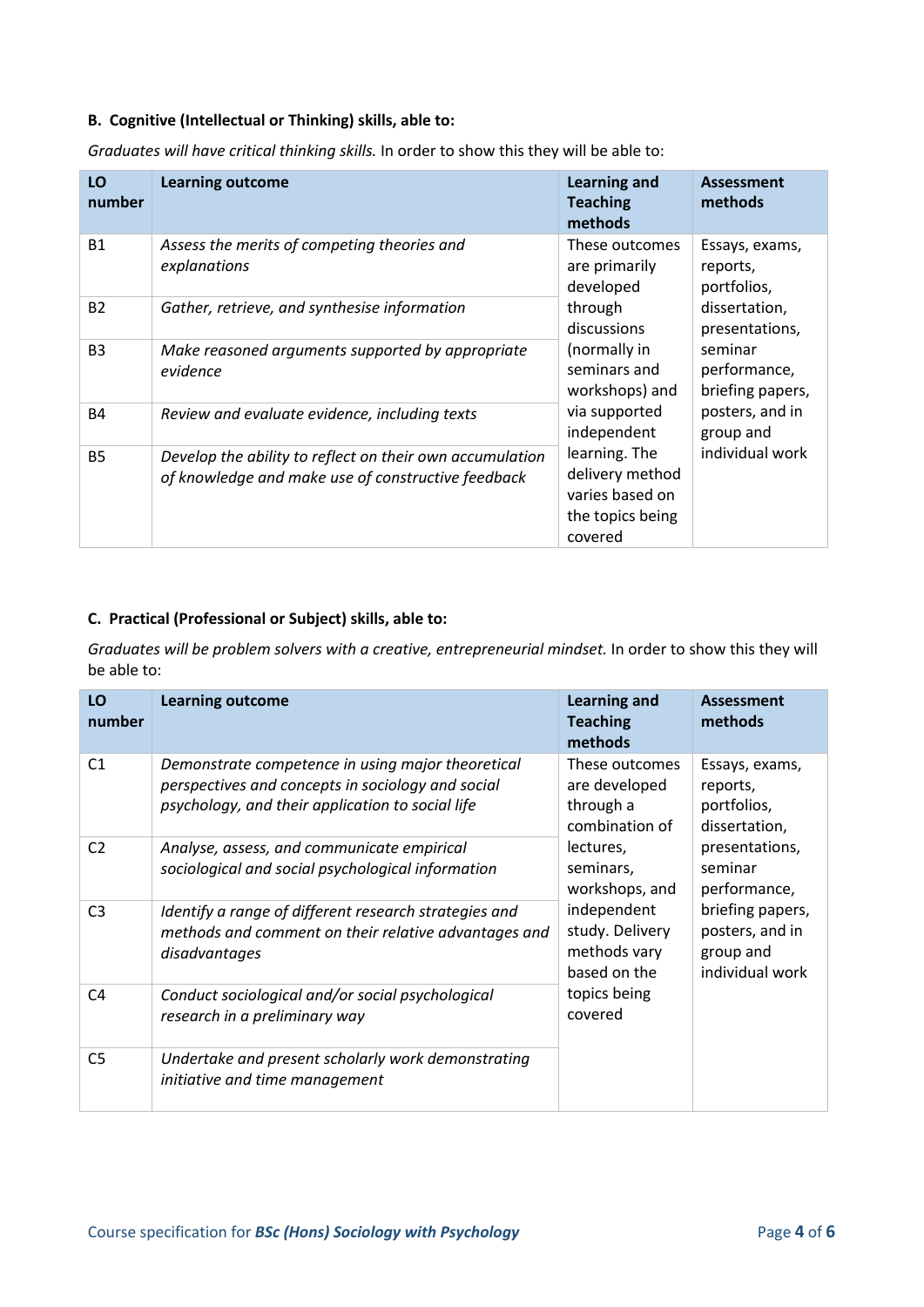#### B. Cognitive (Intellectual or Thinking) skills, able to:

*Graduates will have critical thinking skills.* In order to show this they will be able to:

| LO number | Learning outcome | Learning and Teaching methods | Assessment methods |
|---|---|---|---|
| B1 | *Assess the merits of competing theories and explanations* | These outcomes are primarily developed through discussions (normally in seminars and workshops) and via supported independent learning. The delivery method varies based on the topics being covered | Essays, exams, reports, portfolios, dissertation, presentations, seminar performance, briefing papers, posters, and in group and individual work |
| B2 | *Gather, retrieve, and synthesise information* | | |
| B3 | *Make reasoned arguments supported by appropriate evidence* | | |
| B4 | *Review and evaluate evidence, including texts* | | |
| B5 | *Develop the ability to reflect on their own accumulation of knowledge and make use of constructive feedback* | | |

#### C. Practical (Professional or Subject) skills, able to:

*Graduates will be problem solvers with a creative, entrepreneurial mindset.* In order to show this they will be able to:

| LO number | Learning outcome | Learning and Teaching methods | Assessment methods |
|---|---|---|---|
| C1 | *Demonstrate competence in using major theoretical perspectives and concepts in sociology and social psychology, and their application to social life* | These outcomes are developed through a combination of lectures, seminars, workshops, and independent study. Delivery methods vary based on the topics being covered | Essays, exams, reports, portfolios, dissertation, presentations, seminar performance, briefing papers, posters, and in group and individual work |
| C2 | *Analyse, assess, and communicate empirical sociological and social psychological information* | | |
| C3 | *Identify a range of different research strategies and methods and comment on their relative advantages and disadvantages* | | |
| C4 | *Conduct sociological and/or social psychological research in a preliminary way* | | |
| C5 | *Undertake and present scholarly work demonstrating initiative and time management* | | |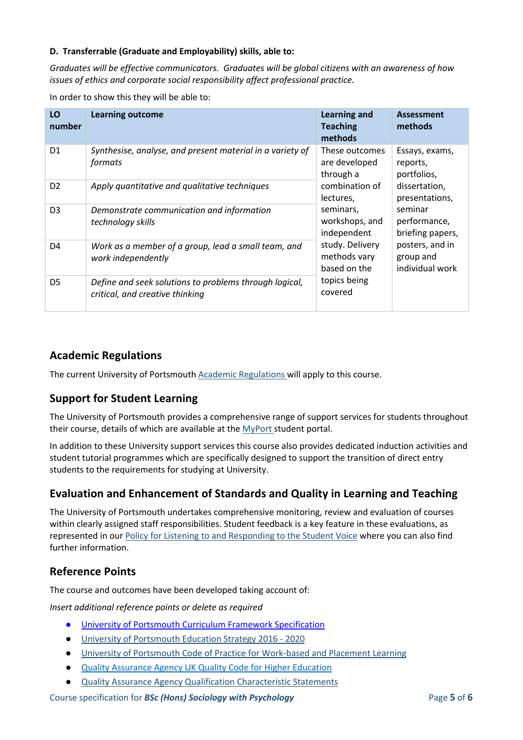**D. Transferrable (Graduate and Employability) skills, able to:**

*Graduates will be effective communicators. Graduates will be global citizens with an awareness of how issues of ethics and corporate social responsibility affect professional practice.*

In order to show this they will be able to:

| LO number | Learning outcome | Learning and Teaching methods | Assessment methods |
|---|---|---|---|
| D1 | *Synthesise, analyse, and present material in a variety of formats* | These outcomes are developed through a combination of lectures, seminars, workshops, and independent study. Delivery methods vary based on the topics being covered | Essays, exams, reports, portfolios, dissertation, presentations, seminar performance, briefing papers, posters, and in group and individual work |
| D2 | *Apply quantitative and qualitative techniques* | | |
| D3 | *Demonstrate communication and information technology skills* | | |
| D4 | *Work as a member of a group, lead a small team, and work independently* | | |
| D5 | *Define and seek solutions to problems through logical, critical, and creative thinking* | | |

## Academic Regulations

The current University of Portsmouth Academic Regulations will apply to this course.

## Support for Student Learning

The University of Portsmouth provides a comprehensive range of support services for students throughout their course, details of which are available at the MyPort student portal.

In addition to these University support services this course also provides dedicated induction activities and student tutorial programmes which are specifically designed to support the transition of direct entry students to the requirements for studying at University.

## Evaluation and Enhancement of Standards and Quality in Learning and Teaching

The University of Portsmouth undertakes comprehensive monitoring, review and evaluation of courses within clearly assigned staff responsibilities. Student feedback is a key feature in these evaluations, as represented in our Policy for Listening to and Responding to the Student Voice where you can also find further information.

## Reference Points

The course and outcomes have been developed taking account of:

*Insert additional reference points or delete as required*

- University of Portsmouth Curriculum Framework Specification
- University of Portsmouth Education Strategy 2016 - 2020
- University of Portsmouth Code of Practice for Work-based and Placement Learning
- Quality Assurance Agency UK Quality Code for Higher Education
- Quality Assurance Agency Qualification Characteristic Statements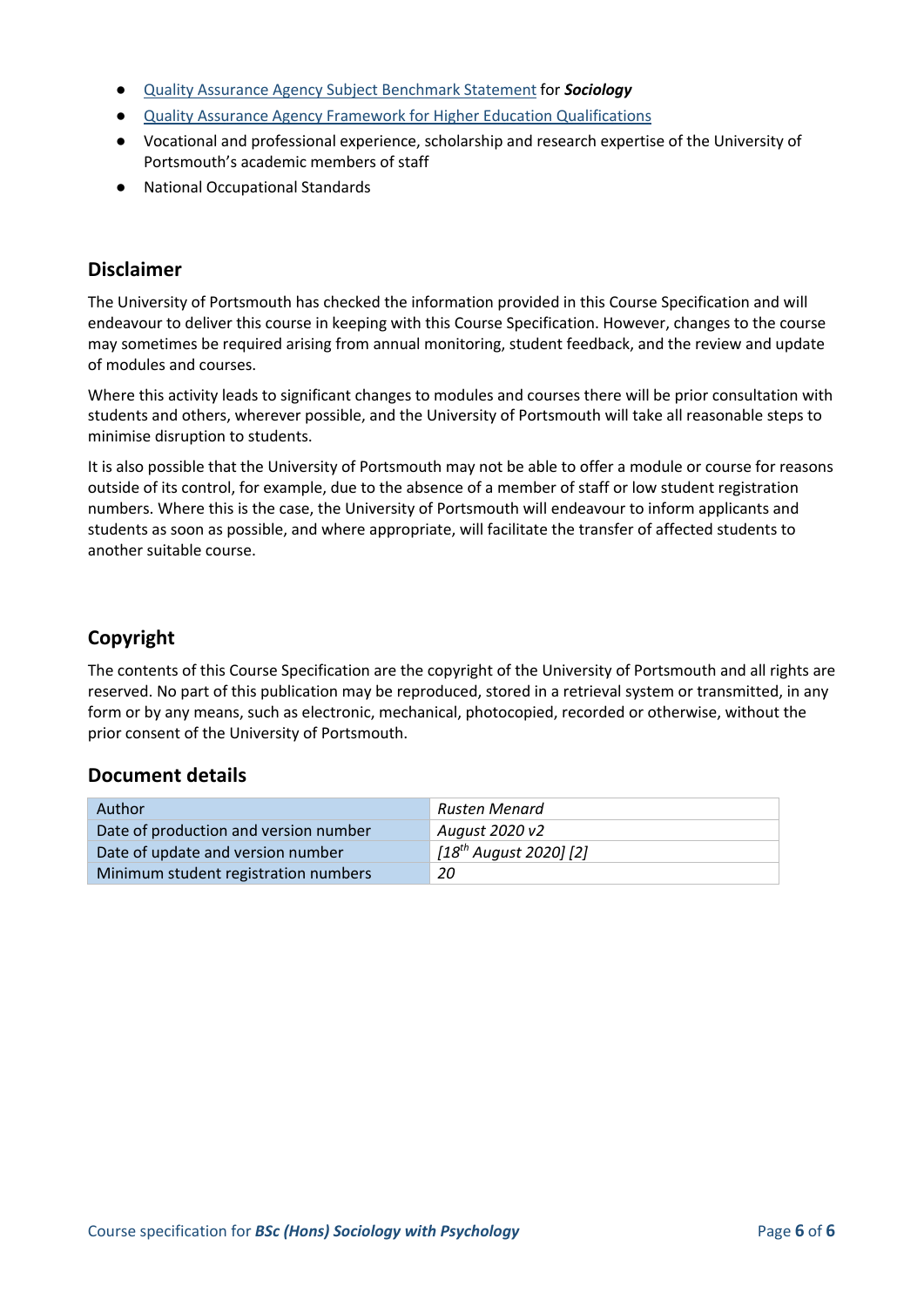- [Quality Assurance Agency Subject Benchmark Statement] for ***Sociology***
- [Quality Assurance Agency Framework for Higher Education Qualifications]
- Vocational and professional experience, scholarship and research expertise of the University of Portsmouth's academic members of staff
- National Occupational Standards

## Disclaimer

The University of Portsmouth has checked the information provided in this Course Specification and will endeavour to deliver this course in keeping with this Course Specification. However, changes to the course may sometimes be required arising from annual monitoring, student feedback, and the review and update of modules and courses.

Where this activity leads to significant changes to modules and courses there will be prior consultation with students and others, wherever possible, and the University of Portsmouth will take all reasonable steps to minimise disruption to students.

It is also possible that the University of Portsmouth may not be able to offer a module or course for reasons outside of its control, for example, due to the absence of a member of staff or low student registration numbers. Where this is the case, the University of Portsmouth will endeavour to inform applicants and students as soon as possible, and where appropriate, will facilitate the transfer of affected students to another suitable course.

## Copyright

The contents of this Course Specification are the copyright of the University of Portsmouth and all rights are reserved. No part of this publication may be reproduced, stored in a retrieval system or transmitted, in any form or by any means, such as electronic, mechanical, photocopied, recorded or otherwise, without the prior consent of the University of Portsmouth.

## Document details

| | |
|---|---|
| Author | *Rusten Menard* |
| Date of production and version number | *August 2020 v2* |
| Date of update and version number | *[18th August 2020] [2]* |
| Minimum student registration numbers | *20* |